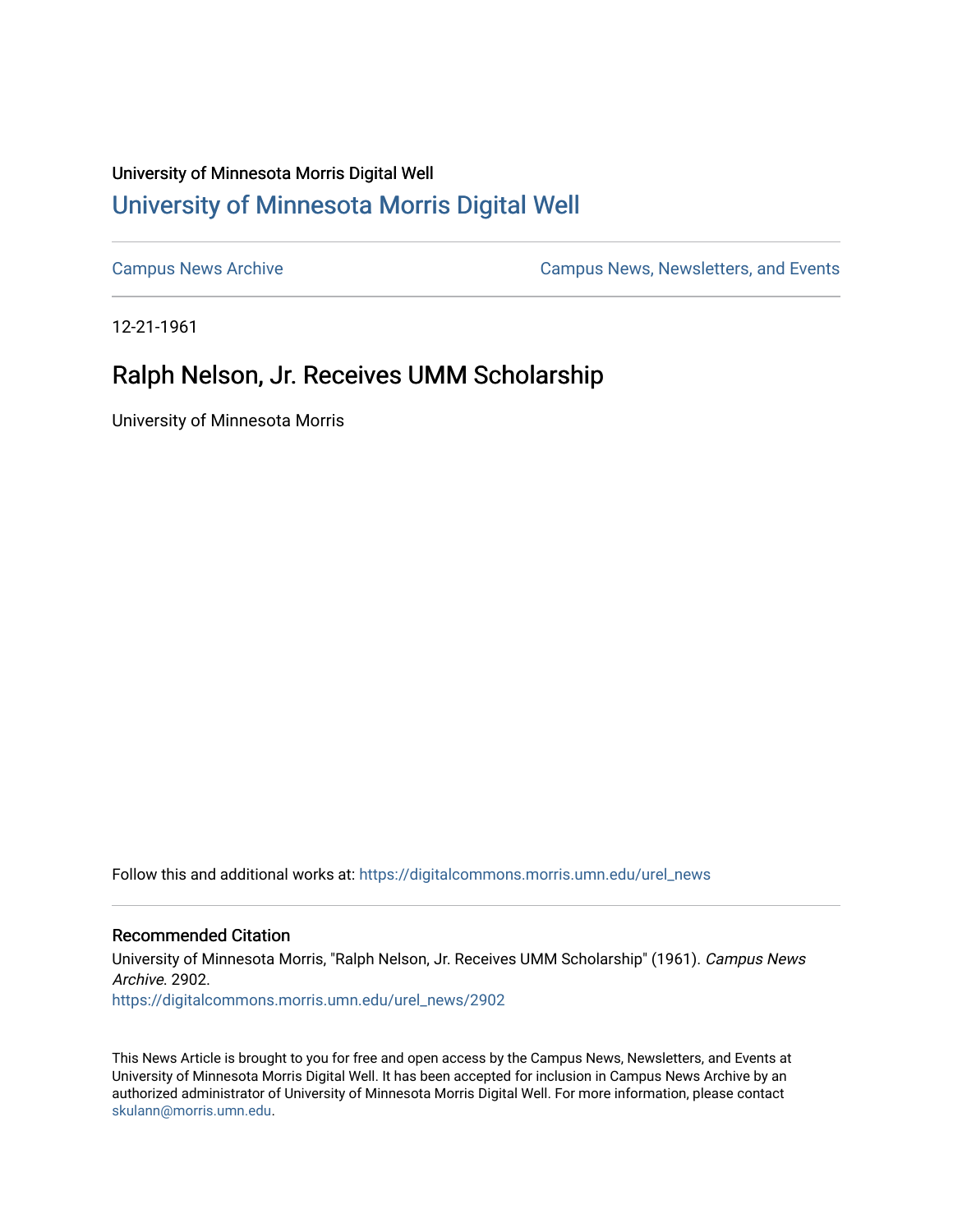University of Minnesota Morris Digital Well

## University of Minnesota Morris Digital Well

Campus News Archive

Campus News, Newsletters, and Events

12-21-1961

# Ralph Nelson, Jr. Receives UMM Scholarship

University of Minnesota Morris

Follow this and additional works at: https://digitalcommons.morris.umn.edu/urel_news

### Recommended Citation

University of Minnesota Morris, "Ralph Nelson, Jr. Receives UMM Scholarship" (1961). *Campus News Archive*. 2902.
https://digitalcommons.morris.umn.edu/urel_news/2902

This News Article is brought to you for free and open access by the Campus News, Newsletters, and Events at University of Minnesota Morris Digital Well. It has been accepted for inclusion in Campus News Archive by an authorized administrator of University of Minnesota Morris Digital Well. For more information, please contact skulann@morris.umn.edu.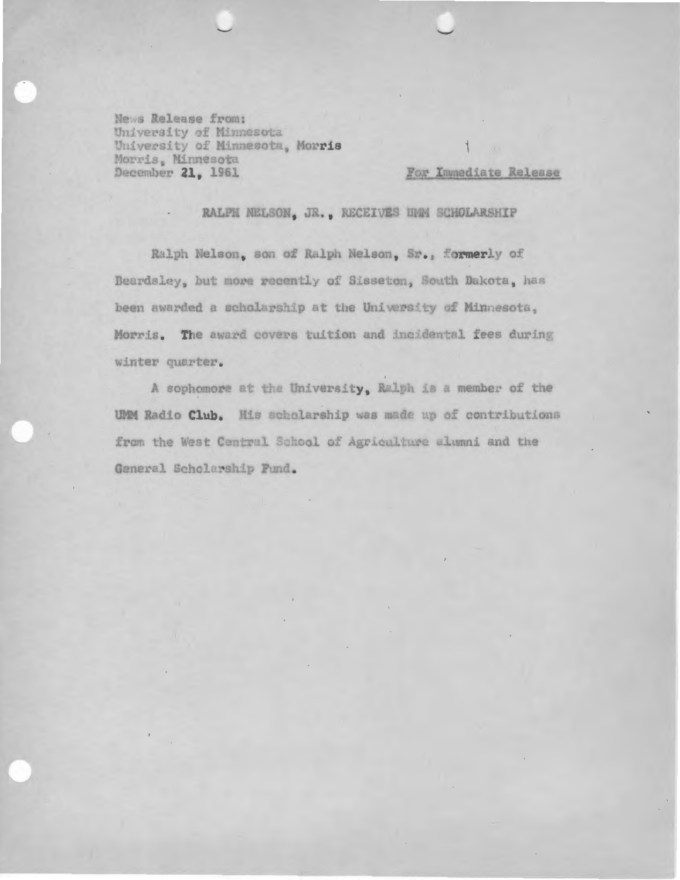News Release from:
University of Minnesota
University of Minnesota, Morris
Morris, Minnesota
December 21, 1961

For Immediate Release

## RALPH NELSON, JR., RECEIVES UMM SCHOLARSHIP

Ralph Nelson, son of Ralph Nelson, Sr., formerly of Beardsley, but more recently of Sisseton, South Dakota, has been awarded a scholarship at the University of Minnesota, Morris. The award covers tuition and incidental fees during winter quarter.

A sophomore at the University, Ralph is a member of the UMM Radio Club. His scholarship was made up of contributions from the West Central School of Agriculture alumni and the General Scholarship Fund.